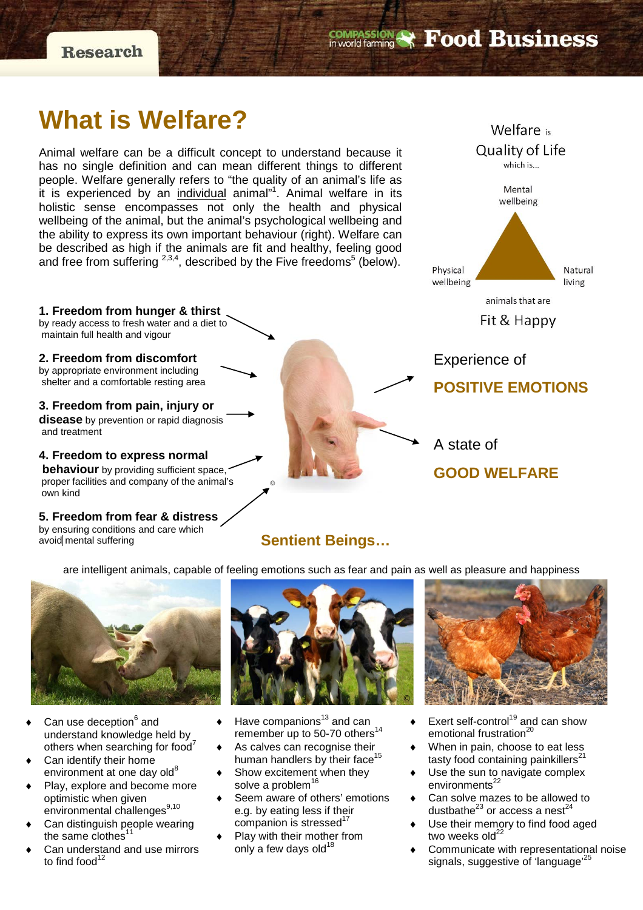Research

Compassion in world farming Food Business

# What is Welfare?

Animal welfare can be a difficult concept to understand because it has no single definition and can mean different things to different people. Welfare generally refers to "the quality of an animal's life as it is experienced by an individual animal"[1]. Animal welfare in its holistic sense encompasses not only the health and physical wellbeing of the animal, but the animal's psychological wellbeing and the ability to express its own important behaviour (right). Welfare can be described as high if the animals are fit and healthy, feeling good and free from suffering [2,3,4], described by the Five freedoms[5] (below).

Welfare is Quality of Life which is...

Mental wellbeing

Physical wellbeing

Natural living

animals that are

Fit & Happy

**1. Freedom from hunger & thirst** by ready access to fresh water and a diet to maintain full health and vigour

**2. Freedom from discomfort** by appropriate environment including shelter and a comfortable resting area

**3. Freedom from pain, injury or disease** by prevention or rapid diagnosis and treatment

**4. Freedom to express normal behaviour** by providing sufficient space, proper facilities and company of the animal's own kind

**5. Freedom from fear & distress** by ensuring conditions and care which avoid mental suffering

Experience of **POSITIVE EMOTIONS**

A state of **GOOD WELFARE**

## Sentient Beings…

are intelligent animals, capable of feeling emotions such as fear and pain as well as pleasure and happiness

- Can use deception[6] and understand knowledge held by others when searching for food[7]
- Can identify their home environment at one day old[8]
- Play, explore and become more optimistic when given environmental challenges[9,10]
- Can distinguish people wearing the same clothes[11]
- Can understand and use mirrors to find food[12]

- Have companions[13] and can remember up to 50-70 others[14]
- As calves can recognise their human handlers by their face[15]
- Show excitement when they solve a problem[16]
- Seem aware of others' emotions e.g. by eating less if their companion is stressed[17]
- Play with their mother from only a few days old[18]

- Exert self-control[19] and can show emotional frustration[20]
- When in pain, choose to eat less tasty food containing painkillers[21]
- Use the sun to navigate complex environments[22]
- Can solve mazes to be allowed to dustbathe[23] or access a nest[24]
- Use their memory to find food aged two weeks old[22]
- Communicate with representational noise signals, suggestive of 'language'[25]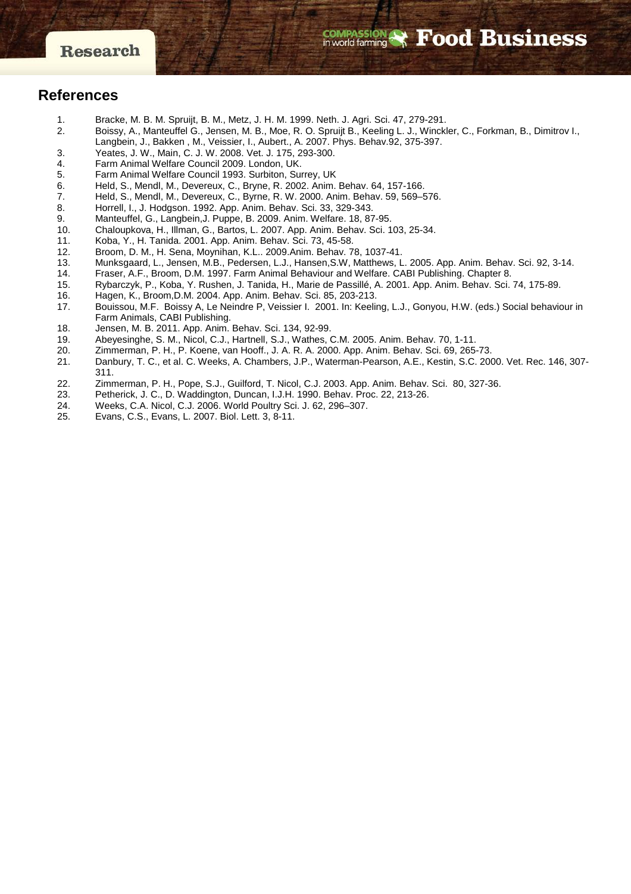## References

1. Bracke, M. B. M. Spruijt, B. M., Metz, J. H. M. 1999. Neth. J. Agri. Sci. 47, 279-291.
2. Boissy, A., Manteuffel G., Jensen, M. B., Moe, R. O. Spruijt B., Keeling L. J., Winckler, C., Forkman, B., Dimitrov I., Langbein, J., Bakken , M., Veissier, I., Aubert., A. 2007. Phys. Behav.92, 375-397.
3. Yeates, J. W., Main, C. J. W. 2008. Vet. J. 175, 293-300.
4. Farm Animal Welfare Council 2009. London, UK.
5. Farm Animal Welfare Council 1993. Surbiton, Surrey, UK
6. Held, S., Mendl, M., Devereux, C., Bryne, R. 2002. Anim. Behav. 64, 157-166.
7. Held, S., Mendl, M., Devereux, C., Byrne, R. W. 2000. Anim. Behav. 59, 569–576.
8. Horrell, I., J. Hodgson. 1992. App. Anim. Behav. Sci. 33, 329-343.
9. Manteuffel, G., Langbein,J. Puppe, B. 2009. Anim. Welfare. 18, 87-95.
10. Chaloupkova, H., Illman, G., Bartos, L. 2007. App. Anim. Behav. Sci. 103, 25-34.
11. Koba, Y., H. Tanida. 2001. App. Anim. Behav. Sci. 73, 45-58.
12. Broom, D. M., H. Sena, Moynihan, K.L.. 2009.Anim. Behav. 78, 1037-41.
13. Munksgaard, L., Jensen, M.B., Pedersen, L.J., Hansen,S.W, Matthews, L. 2005. App. Anim. Behav. Sci. 92, 3-14.
14. Fraser, A.F., Broom, D.M. 1997. Farm Animal Behaviour and Welfare. CABI Publishing. Chapter 8.
15. Rybarczyk, P., Koba, Y. Rushen, J. Tanida, H., Marie de Passillé, A. 2001. App. Anim. Behav. Sci. 74, 175-89.
16. Hagen, K., Broom,D.M. 2004. App. Anim. Behav. Sci. 85, 203-213.
17. Bouissou, M.F. Boissy A, Le Neindre P, Veissier I. 2001. In: Keeling, L.J., Gonyou, H.W. (eds.) Social behaviour in Farm Animals, CABI Publishing.
18. Jensen, M. B. 2011. App. Anim. Behav. Sci. 134, 92-99.
19. Abeyesinghe, S. M., Nicol, C.J., Hartnell, S.J., Wathes, C.M. 2005. Anim. Behav. 70, 1-11.
20. Zimmerman, P. H., P. Koene, van Hooff., J. A. R. A. 2000. App. Anim. Behav. Sci. 69, 265-73.
21. Danbury, T. C., et al. C. Weeks, A. Chambers, J.P., Waterman-Pearson, A.E., Kestin, S.C. 2000. Vet. Rec. 146, 307-311.
22. Zimmerman, P. H., Pope, S.J., Guilford, T. Nicol, C.J. 2003. App. Anim. Behav. Sci. 80, 327-36.
23. Petherick, J. C., D. Waddington, Duncan, I.J.H. 1990. Behav. Proc. 22, 213-26.
24. Weeks, C.A. Nicol, C.J. 2006. World Poultry Sci. J. 62, 296–307.
25. Evans, C.S., Evans, L. 2007. Biol. Lett. 3, 8-11.